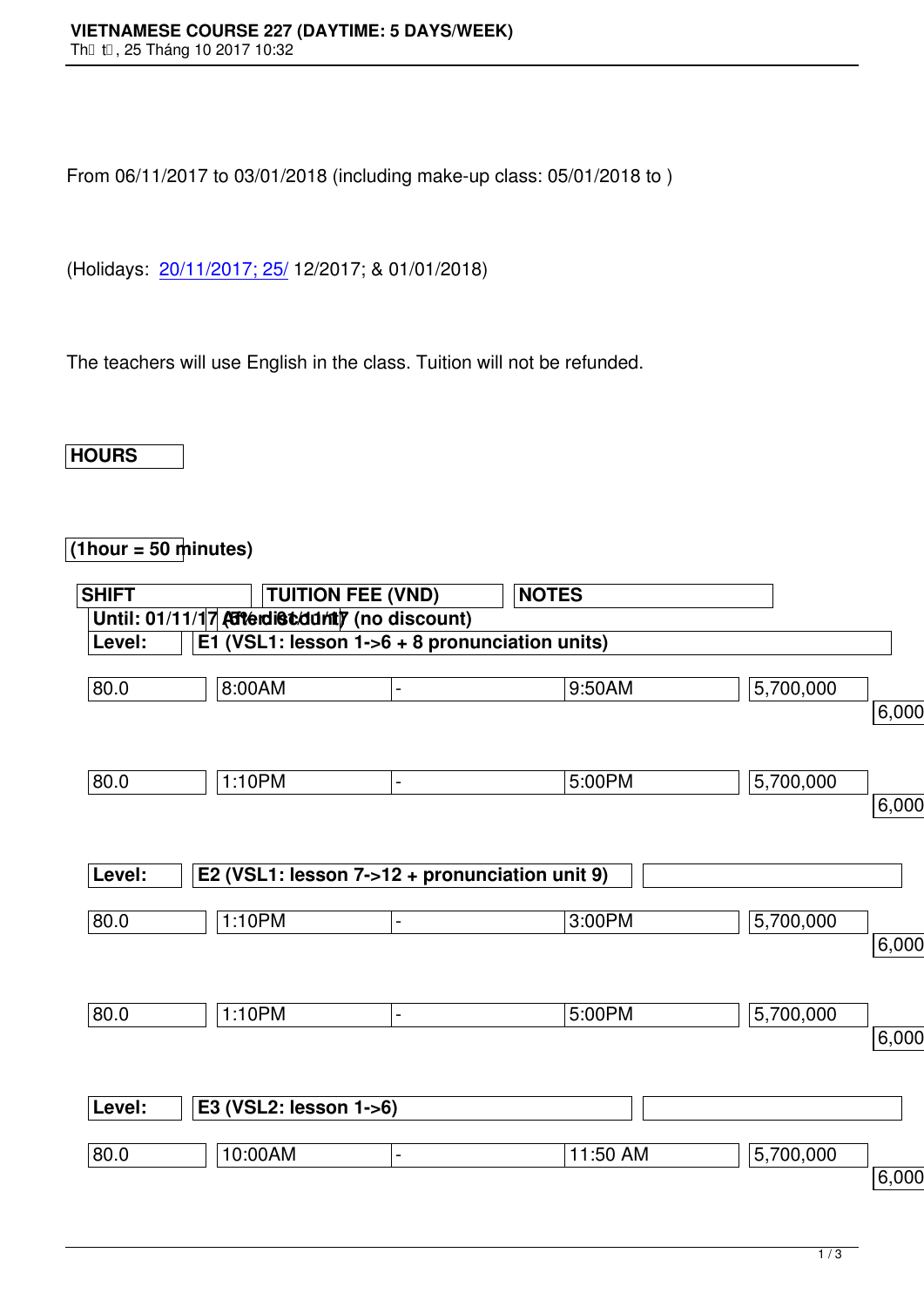# VIETNAMESE COURSE 227 (DAYTIME: 5 DAYS/WEEK)

Thứ tư, 25 Tháng 10 2017 10:32

From 06/11/2017 to 03/01/2018 (including make-up class: 05/01/2018 to )

(Holidays: 20/11/2017; 25/12/2017; & 01/01/2018)

The teachers will use English in the class. Tuition will not be refunded.

| HOURS (1hour = 50 minutes) | SHIFT | | | TUITION FEE (VND) | | NOTES |
|---|---|---|---|---|---|---|
| | | | | Until: 01/11/17 (5% discount) | After 01/11/17 (no discount) | |
| Level: | E1 (VSL1: lesson 1->6 + 8 pronunciation units) | | | | | |
| 80.0 | 8:00AM | - | 9:50AM | 5,700,000 | 6,000 | |
| 80.0 | 1:10PM | - | 5:00PM | 5,700,000 | 6,000 | |
| Level: | E2 (VSL1: lesson 7->12 + pronunciation unit 9) | | | | | |
| 80.0 | 1:10PM | - | 3:00PM | 5,700,000 | 6,000 | |
| 80.0 | 1:10PM | - | 5:00PM | 5,700,000 | 6,000 | |
| Level: | E3 (VSL2: lesson 1->6) | | | | | |
| 80.0 | 10:00AM | - | 11:50 AM | 5,700,000 | 6,000 | |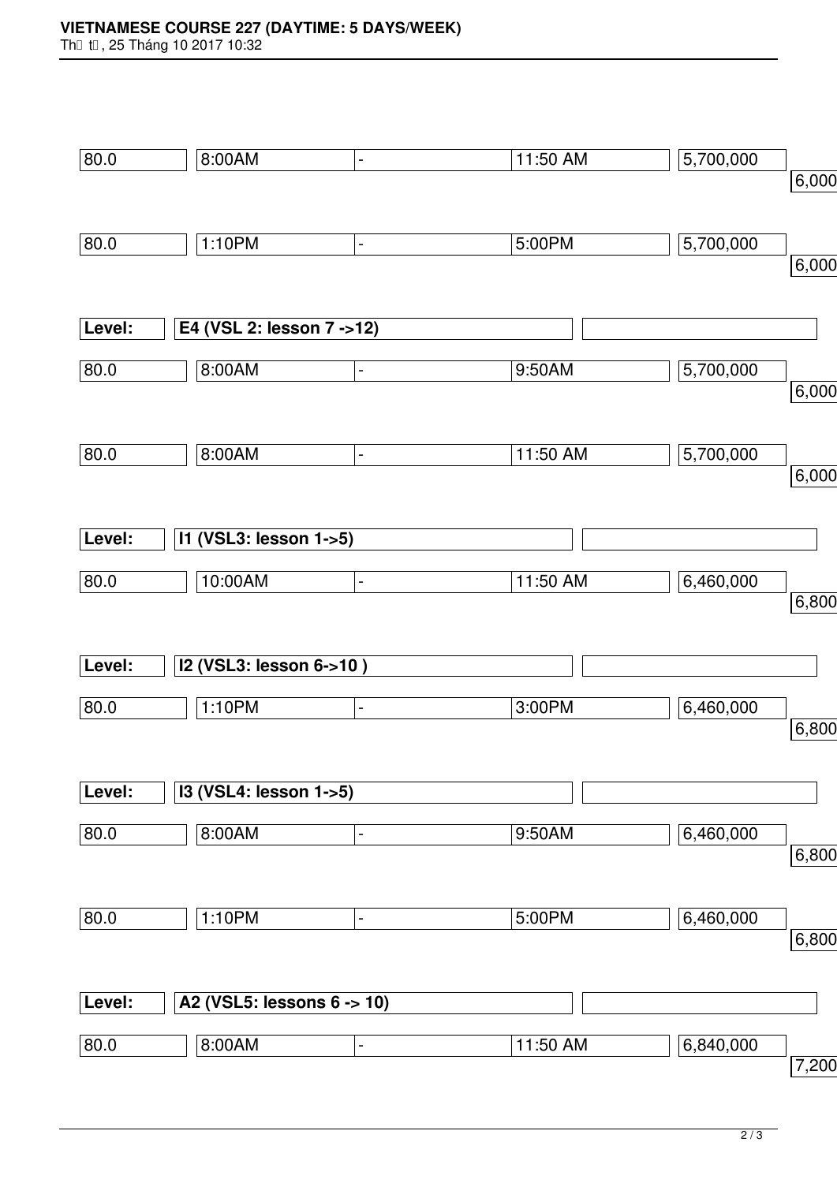| 80.0 | 8:00AM | - | 11:50 AM | 5,700,000 | 6,000 |
|---|---|---|---|---|---|
| 80.0 | 1:10PM | - | 5:00PM | 5,700,000 | 6,000 |

| **Level:** | **E4 (VSL 2: lesson 7 ->12)** | |
|---|---|---|

| 80.0 | 8:00AM | - | 9:50AM | 5,700,000 | 6,000 |
|---|---|---|---|---|---|
| 80.0 | 8:00AM | - | 11:50 AM | 5,700,000 | 6,000 |

| **Level:** | **I1 (VSL3: lesson 1->5)** | |
|---|---|---|

| 80.0 | 10:00AM | - | 11:50 AM | 6,460,000 | 6,800 |
|---|---|---|---|---|---|

| **Level:** | **I2 (VSL3: lesson 6->10 )** | |
|---|---|---|

| 80.0 | 1:10PM | - | 3:00PM | 6,460,000 | 6,800 |
|---|---|---|---|---|---|

| **Level:** | **I3 (VSL4: lesson 1->5)** | |
|---|---|---|

| 80.0 | 8:00AM | - | 9:50AM | 6,460,000 | 6,800 |
|---|---|---|---|---|---|
| 80.0 | 1:10PM | - | 5:00PM | 6,460,000 | 6,800 |

| **Level:** | **A2 (VSL5: lessons 6 -> 10)** | |
|---|---|---|

| 80.0 | 8:00AM | - | 11:50 AM | 6,840,000 | 7,200 |
|---|---|---|---|---|---|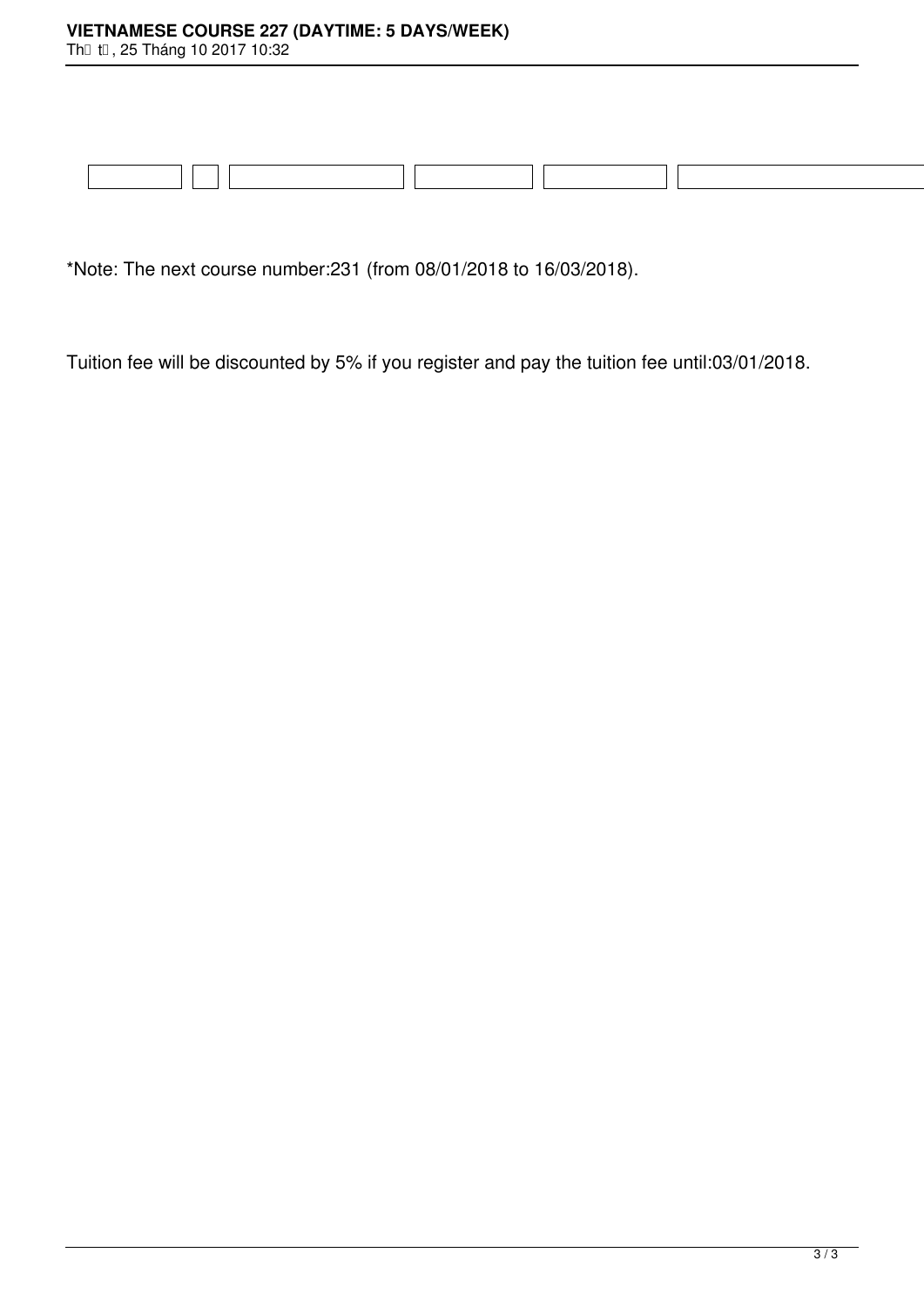| | | | | | |
|---|---|---|---|---|---|
| | | | | | |

*Note: The next course number:231 (from 08/01/2018 to 16/03/2018).

Tuition fee will be discounted by 5% if you register and pay the tuition fee until:03/01/2018.